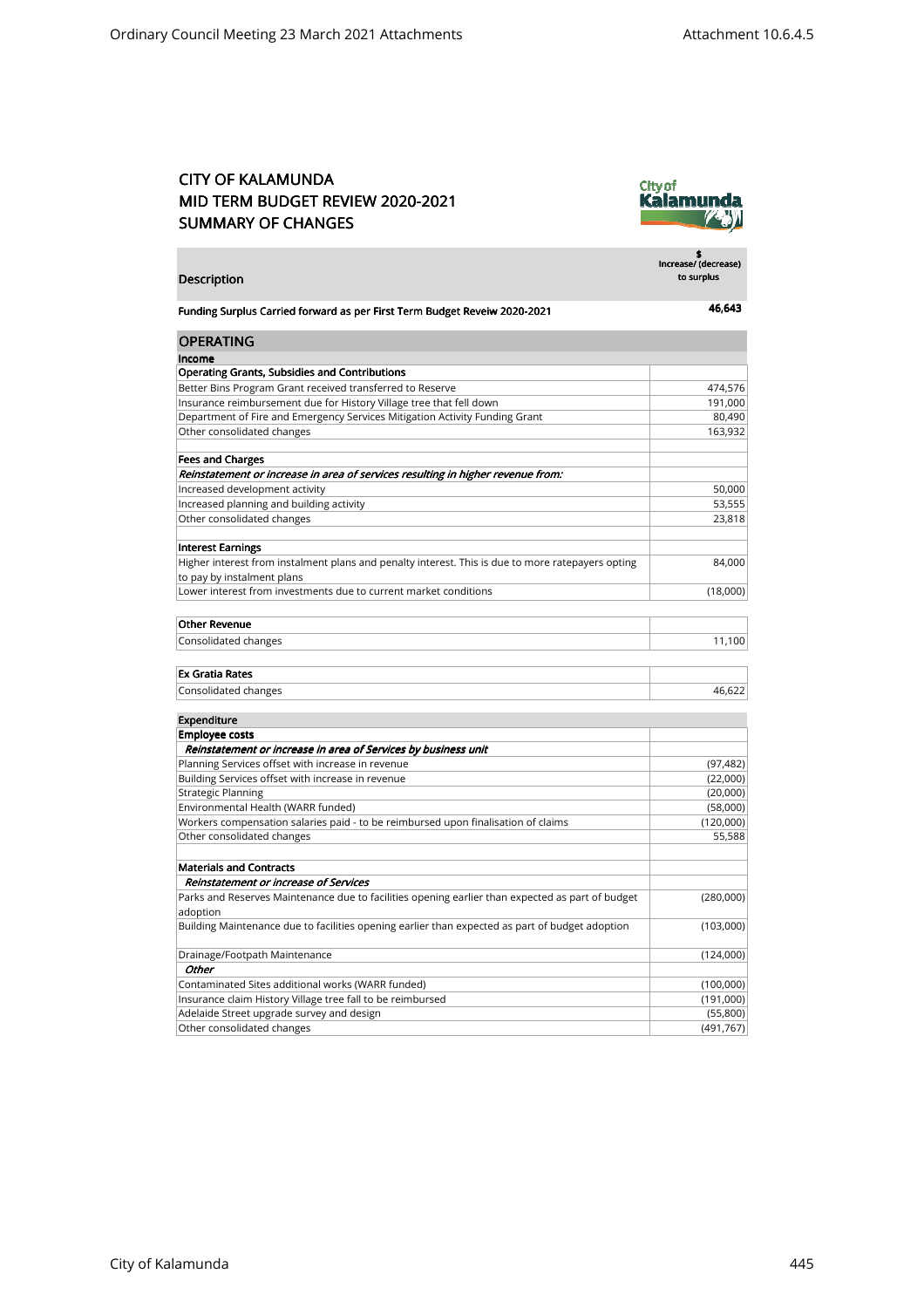# CITY OF KALAMUNDA
# MID TERM BUDGET REVIEW 2020-2021
# SUMMARY OF CHANGES

| Description | $ Increase/ (decrease) to surplus |
|---|---|
| **Funding Surplus Carried forward as per First Term Budget Reveiw 2020-2021** | **46,643** |
| **OPERATING** | |
| **Income** | |
| **Operating Grants, Subsidies and Contributions** | |
| Better Bins Program Grant received transferred to Reserve | 474,576 |
| Insurance reimbursement due for History Village tree that fell down | 191,000 |
| Department of Fire and Emergency Services Mitigation Activity Funding Grant | 80,490 |
| Other consolidated changes | 163,932 |
| | |
| **Fees and Charges** | |
| ***Reinstatement or increase in area of services resulting in higher revenue from:*** | |
| Increased development activity | 50,000 |
| Increased planning and building activity | 53,555 |
| Other consolidated changes | 23,818 |
| | |
| **Interest Earnings** | |
| Higher interest from instalment plans and penalty interest. This is due to more ratepayers opting to pay by instalment plans | 84,000 |
| Lower interest from investments due to current market conditions | (18,000) |
| | |
| **Other Revenue** | |
| Consolidated changes | 11,100 |
| | |
| **Ex Gratia Rates** | |
| Consolidated changes | 46,622 |
| | |
| **Expenditure** | |
| **Employee costs** | |
| ***Reinstatement or increase in area of Services by business unit*** | |
| Planning Services offset with increase in revenue | (97,482) |
| Building Services offset with increase in revenue | (22,000) |
| Strategic Planning | (20,000) |
| Environmental Health (WARR funded) | (58,000) |
| Workers compensation salaries paid - to be reimbursed upon finalisation of claims | (120,000) |
| Other consolidated changes | 55,588 |
| | |
| **Materials and Contracts** | |
| ***Reinstatement or increase of Services*** | |
| Parks and Reserves Maintenance due to facilities opening earlier than expected as part of budget adoption | (280,000) |
| Building Maintenance due to facilities opening earlier than expected as part of budget adoption | (103,000) |
| Drainage/Footpath Maintenance | (124,000) |
| ***Other*** | |
| Contaminated Sites additional works (WARR funded) | (100,000) |
| Insurance claim History Village tree fall to be reimbursed | (191,000) |
| Adelaide Street upgrade survey and design | (55,800) |
| Other consolidated changes | (491,767) |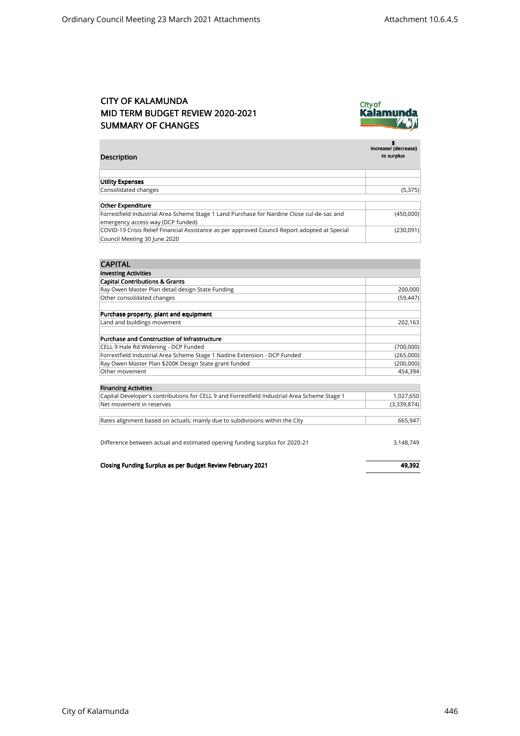# CITY OF KALAMUNDA
# MID TERM BUDGET REVIEW 2020-2021
# SUMMARY OF CHANGES

| Description | $ Increase/ (decrease) to surplus |
|---|---|
| | |
| **Utility Expenses** | |
| Consolidated changes | (5,375) |
| | |
| **Other Expenditure** | |
| Forrestfield Industrial Area Scheme Stage 1 Land Purchase for Nardine Close cul-de-sac and emergency access way (DCP funded) | (450,000) |
| COVID-19 Crisis Relief Financial Assistance as per approved Council Report adopted at Special Council Meeting 30 June 2020 | (230,091) |
| | |
| **CAPITAL** | |
| **Investing Activities** | |
| **Capital Contributions & Grants** | |
| Ray Owen Master Plan detail design State Funding | 200,000 |
| Other consolidated changes | (59,447) |
| | |
| **Purchase property, plant and equipment** | |
| Land and buildings movement | 202,163 |
| | |
| **Purchase and Construction of Infrastructure** | |
| CELL 9 Hale Rd Widening - DCP Funded | (700,000) |
| Forrestfield Industrial Area Scheme Stage 1 Nadine Extension - DCP Funded | (265,000) |
| Ray Owen Master Plan $200K Design State grant funded | (200,000) |
| Other movement | 454,394 |
| | |
| **Financing Activities** | |
| Capital Developer's contributions for CELL 9 and Forrestfield Industrial Area Scheme Stage 1 | 1,027,650 |
| Net movement in reserves | (3,339,874) |
| | |
| Rates alignment based on actuals; mainly due to subdivisions within the City | 665,947 |
| | |
| Difference between actual and estimated opening funding surplus for 2020-21 | 3,148,749 |
| | |
| **Closing Funding Surplus as per Budget Review February 2021** | **49,392** |